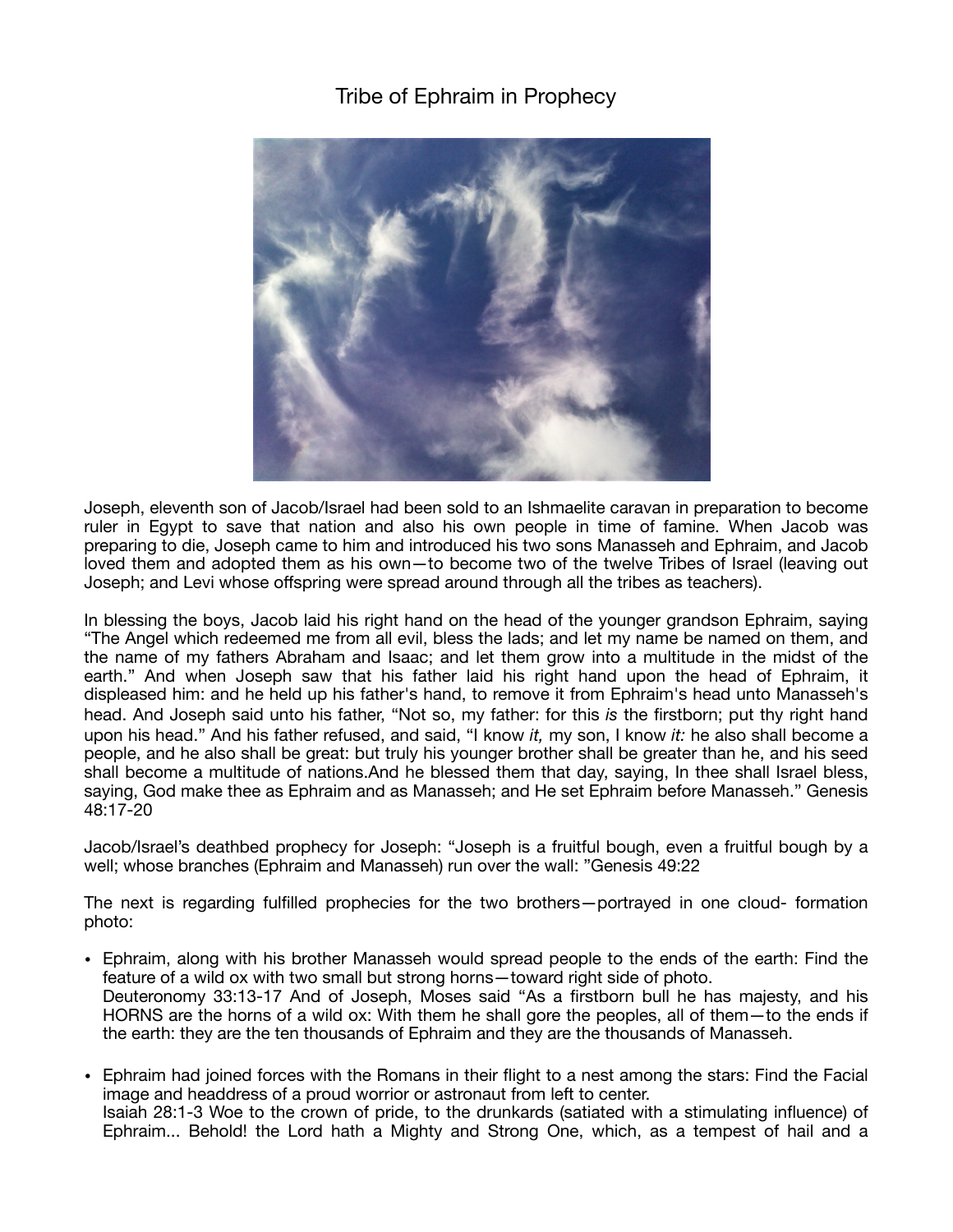# Tribe of Ephraim in Prophecy

Joseph, eleventh son of Jacob/Israel had been sold to an Ishmaelite caravan in preparation to become ruler in Egypt to save that nation and also his own people in time of famine. When Jacob was preparing to die, Joseph came to him and introduced his two sons Manasseh and Ephraim, and Jacob loved them and adopted them as his own—to become two of the twelve Tribes of Israel (leaving out Joseph; and Levi whose offspring were spread around through all the tribes as teachers).

In blessing the boys, Jacob laid his right hand on the head of the younger grandson Ephraim, saying "The Angel which redeemed me from all evil, bless the lads; and let my name be named on them, and the name of my fathers Abraham and Isaac; and let them grow into a multitude in the midst of the earth." And when Joseph saw that his father laid his right hand upon the head of Ephraim, it displeased him: and he held up his father's hand, to remove it from Ephraim's head unto Manasseh's head. And Joseph said unto his father, "Not so, my father: for this *is* the firstborn; put thy right hand upon his head." And his father refused, and said, "I know *it,* my son, I know *it:* he also shall become a people, and he also shall be great: but truly his younger brother shall be greater than he, and his seed shall become a multitude of nations.And he blessed them that day, saying, In thee shall Israel bless, saying, God make thee as Ephraim and as Manasseh; and He set Ephraim before Manasseh." Genesis 48:17-20

Jacob/Israel's deathbed prophecy for Joseph: "Joseph is a fruitful bough, even a fruitful bough by a well; whose branches (Ephraim and Manasseh) run over the wall: "Genesis 49:22

The next is regarding fulfilled prophecies for the two brothers—portrayed in one cloud- formation photo:

- Ephraim, along with his brother Manasseh would spread people to the ends of the earth: Find the feature of a wild ox with two small but strong horns—toward right side of photo.
  Deuteronomy 33:13-17 And of Joseph, Moses said "As a firstborn bull he has majesty, and his HORNS are the horns of a wild ox: With them he shall gore the peoples, all of them—to the ends if the earth: they are the ten thousands of Ephraim and they are the thousands of Manasseh.

- Ephraim had joined forces with the Romans in their flight to a nest among the stars: Find the Facial image and headdress of a proud worrior or astronaut from left to center.
  Isaiah 28:1-3 Woe to the crown of pride, to the drunkards (satiated with a stimulating influence) of Ephraim... Behold! the Lord hath a Mighty and Strong One, which, as a tempest of hail and a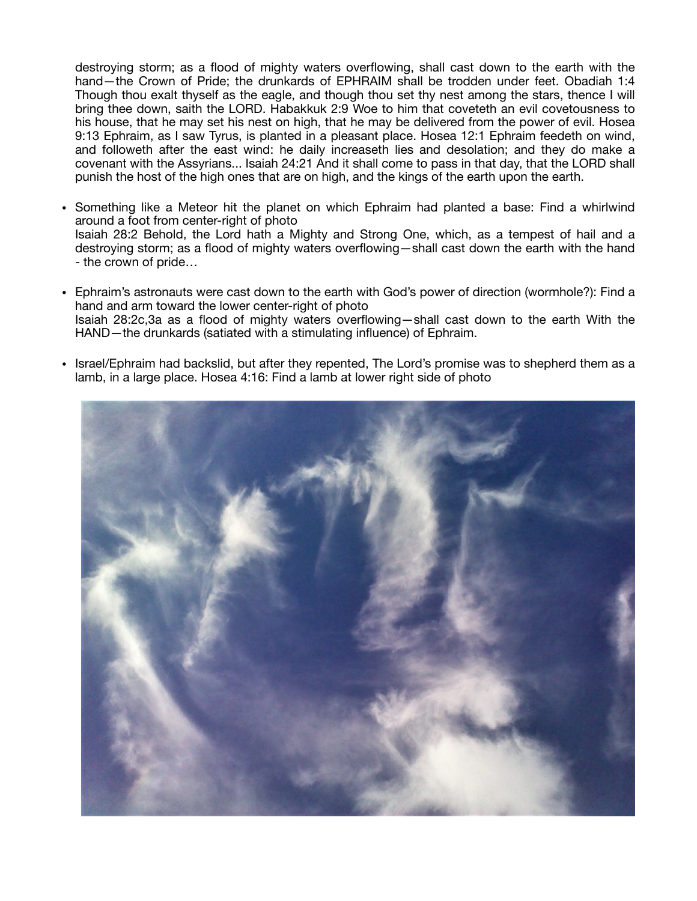destroying storm; as a flood of mighty waters overflowing, shall cast down to the earth with the hand—the Crown of Pride; the drunkards of EPHRAIM shall be trodden under feet. Obadiah 1:4 Though thou exalt thyself as the eagle, and though thou set thy nest among the stars, thence I will bring thee down, saith the LORD. Habakkuk 2:9 Woe to him that coveteth an evil covetousness to his house, that he may set his nest on high, that he may be delivered from the power of evil. Hosea 9:13 Ephraim, as I saw Tyrus, is planted in a pleasant place. Hosea 12:1 Ephraim feedeth on wind, and followeth after the east wind: he daily increaseth lies and desolation; and they do make a covenant with the Assyrians... Isaiah 24:21 And it shall come to pass in that day, that the LORD shall punish the host of the high ones that are on high, and the kings of the earth upon the earth.

- Something like a Meteor hit the planet on which Ephraim had planted a base: Find a whirlwind around a foot from center-right of photo
  Isaiah 28:2 Behold, the Lord hath a Mighty and Strong One, which, as a tempest of hail and a destroying storm; as a flood of mighty waters overflowing—shall cast down the earth with the hand - the crown of pride…

- Ephraim's astronauts were cast down to the earth with God's power of direction (wormhole?): Find a hand and arm toward the lower center-right of photo
  Isaiah 28:2c,3a as a flood of mighty waters overflowing—shall cast down to the earth With the HAND—the drunkards (satiated with a stimulating influence) of Ephraim.

- Israel/Ephraim had backslid, but after they repented, The Lord's promise was to shepherd them as a lamb, in a large place. Hosea 4:16: Find a lamb at lower right side of photo